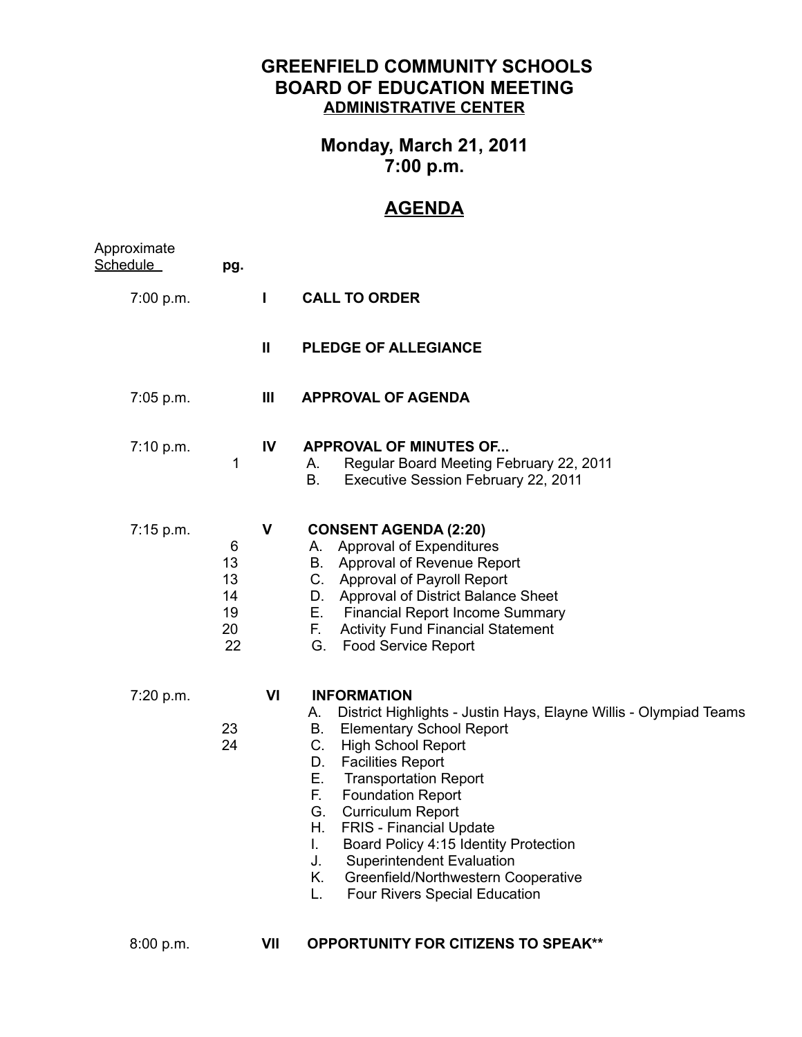# GREENFIELD COMMUNITY SCHOOLS
# BOARD OF EDUCATION MEETING
## ADMINISTRATIVE CENTER

## Monday, March 21, 2011
## 7:00 p.m.

## AGENDA

| Approximate Schedule | pg. | | |
|---|---|---|---|
| 7:00 p.m. | | I | **CALL TO ORDER** |
| | | II | **PLEDGE OF ALLEGIANCE** |
| 7:05 p.m. | | III | **APPROVAL OF AGENDA** |
| 7:10 p.m. | | IV | **APPROVAL OF MINUTES OF...** |
| | 1 | | A. Regular Board Meeting February 22, 2011 |
| | | | B. Executive Session February 22, 2011 |
| 7:15 p.m. | | V | **CONSENT AGENDA (2:20)** |
| | 6 | | A. Approval of Expenditures |
| | 13 | | B. Approval of Revenue Report |
| | 13 | | C. Approval of Payroll Report |
| | 14 | | D. Approval of District Balance Sheet |
| | 19 | | E. Financial Report Income Summary |
| | 20 | | F. Activity Fund Financial Statement |
| | 22 | | G. Food Service Report |
| 7:20 p.m. | | VI | **INFORMATION** |
| | | | A. District Highlights - Justin Hays, Elayne Willis - Olympiad Teams |
| | 23 | | B. Elementary School Report |
| | 24 | | C. High School Report |
| | | | D. Facilities Report |
| | | | E. Transportation Report |
| | | | F. Foundation Report |
| | | | G. Curriculum Report |
| | | | H. FRIS - Financial Update |
| | | | I. Board Policy 4:15 Identity Protection |
| | | | J. Superintendent Evaluation |
| | | | K. Greenfield/Northwestern Cooperative |
| | | | L. Four Rivers Special Education |
| 8:00 p.m. | | VII | **OPPORTUNITY FOR CITIZENS TO SPEAK\*\*** |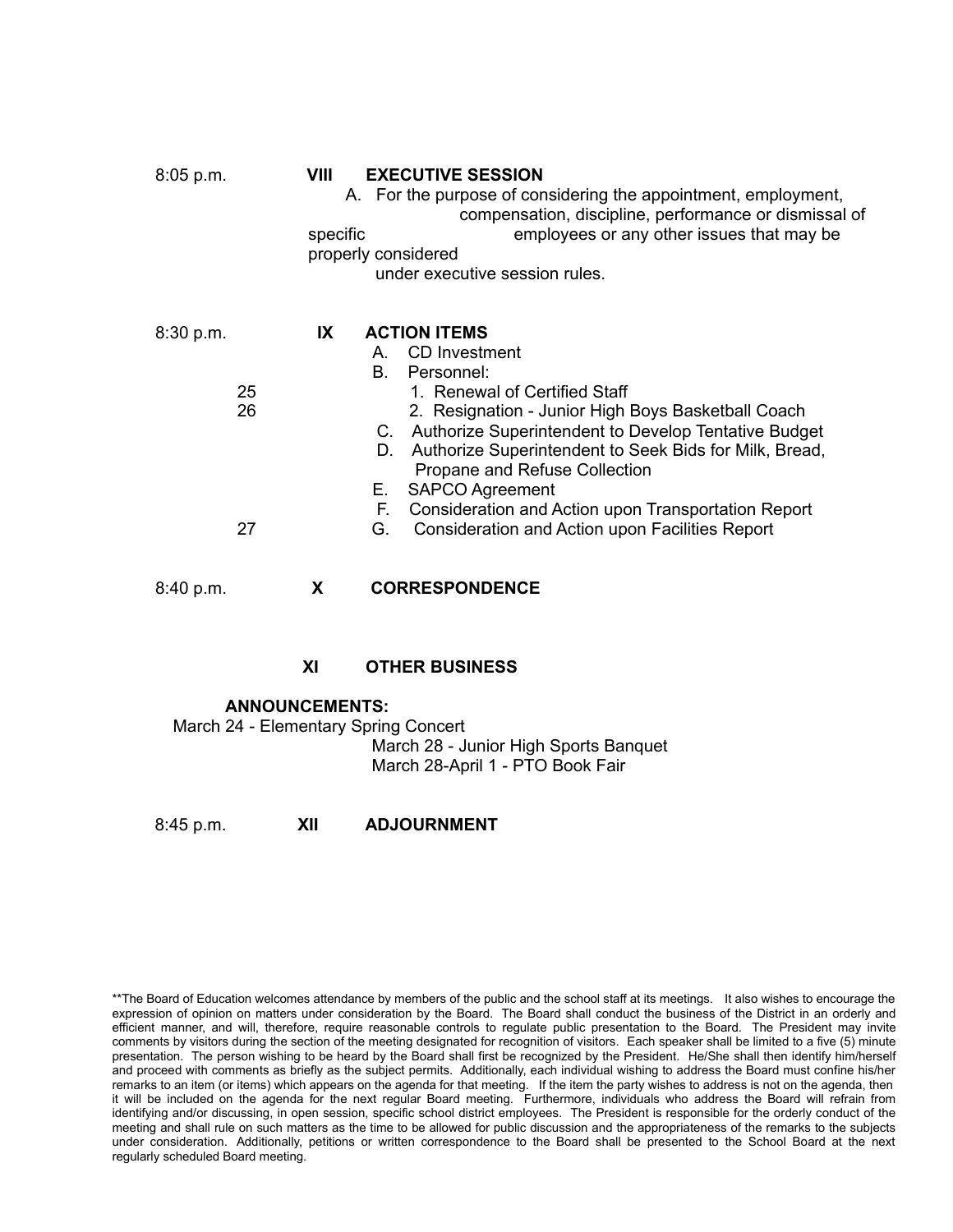8:05 p.m. **VIII EXECUTIVE SESSION**

A. For the purpose of considering the appointment, employment, compensation, discipline, performance or dismissal of specific employees or any other issues that may be properly considered under executive session rules.

8:30 p.m. **IX ACTION ITEMS**

A. CD Investment

B. Personnel:

25 — 1. Renewal of Certified Staff

26 — 2. Resignation - Junior High Boys Basketball Coach

C. Authorize Superintendent to Develop Tentative Budget

D. Authorize Superintendent to Seek Bids for Milk, Bread, Propane and Refuse Collection

E. SAPCO Agreement

F. Consideration and Action upon Transportation Report

27 — G. Consideration and Action upon Facilities Report

8:40 p.m. **X CORRESPONDENCE**

**XI OTHER BUSINESS**

**ANNOUNCEMENTS:**

March 24 - Elementary Spring Concert

March 28 - Junior High Sports Banquet

March 28-April 1 - PTO Book Fair

8:45 p.m. **XII ADJOURNMENT**

**The Board of Education welcomes attendance by members of the public and the school staff at its meetings. It also wishes to encourage the expression of opinion on matters under consideration by the Board. The Board shall conduct the business of the District in an orderly and efficient manner, and will, therefore, require reasonable controls to regulate public presentation to the Board. The President may invite comments by visitors during the section of the meeting designated for recognition of visitors. Each speaker shall be limited to a five (5) minute presentation. The person wishing to be heard by the Board shall first be recognized by the President. He/She shall then identify him/herself and proceed with comments as briefly as the subject permits. Additionally, each individual wishing to address the Board must confine his/her remarks to an item (or items) which appears on the agenda for that meeting. If the item the party wishes to address is not on the agenda, then it will be included on the agenda for the next regular Board meeting. Furthermore, individuals who address the Board will refrain from identifying and/or discussing, in open session, specific school district employees. The President is responsible for the orderly conduct of the meeting and shall rule on such matters as the time to be allowed for public discussion and the appropriateness of the remarks to the subjects under consideration. Additionally, petitions or written correspondence to the Board shall be presented to the School Board at the next regularly scheduled Board meeting.